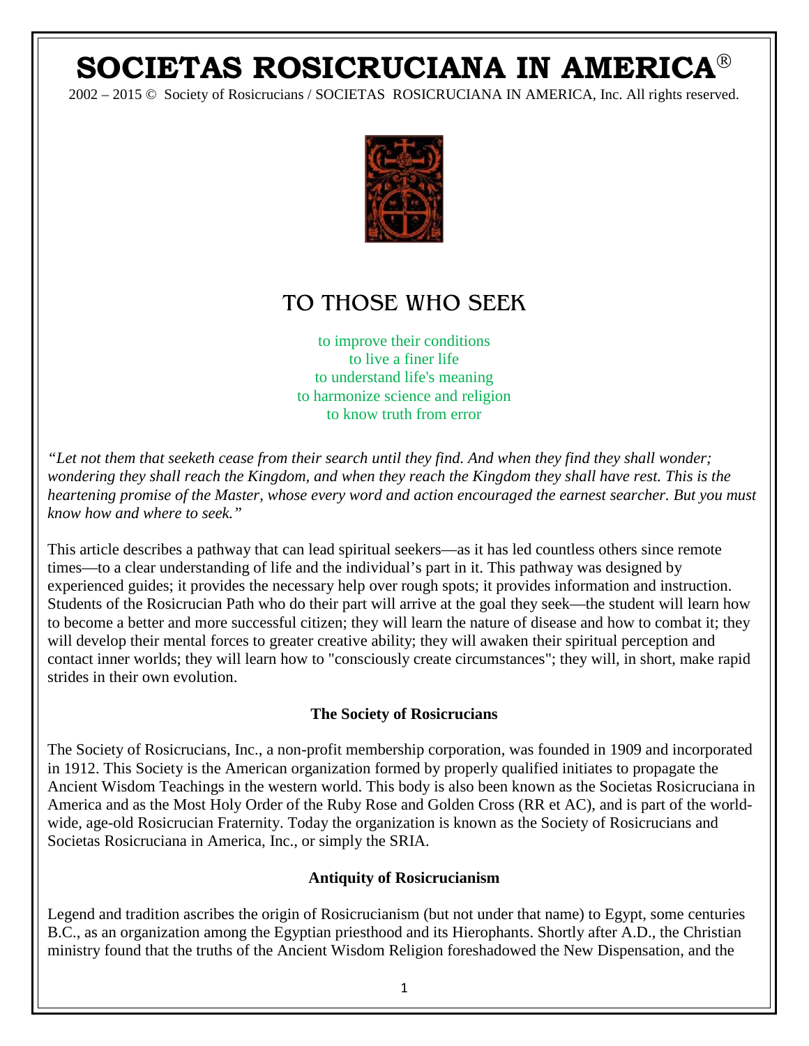# SOCIETAS ROSICRUCIANA IN AMERICA®

2002 – 2015 © Society of Rosicrucians / SOCIETAS ROSICRUCIANA IN AMERICA, Inc. All rights reserved.

## TO THOSE WHO SEEK

to improve their conditions
to live a finer life
to understand life's meaning
to harmonize science and religion
to know truth from error

*"Let not them that seeketh cease from their search until they find. And when they find they shall wonder; wondering they shall reach the Kingdom, and when they reach the Kingdom they shall have rest. This is the heartening promise of the Master, whose every word and action encouraged the earnest searcher. But you must know how and where to seek."*

This article describes a pathway that can lead spiritual seekers—as it has led countless others since remote times—to a clear understanding of life and the individual's part in it. This pathway was designed by experienced guides; it provides the necessary help over rough spots; it provides information and instruction. Students of the Rosicrucian Path who do their part will arrive at the goal they seek—the student will learn how to become a better and more successful citizen; they will learn the nature of disease and how to combat it; they will develop their mental forces to greater creative ability; they will awaken their spiritual perception and contact inner worlds; they will learn how to "consciously create circumstances"; they will, in short, make rapid strides in their own evolution.

### The Society of Rosicrucians

The Society of Rosicrucians, Inc., a non-profit membership corporation, was founded in 1909 and incorporated in 1912. This Society is the American organization formed by properly qualified initiates to propagate the Ancient Wisdom Teachings in the western world. This body is also been known as the Societas Rosicruciana in America and as the Most Holy Order of the Ruby Rose and Golden Cross (RR et AC), and is part of the world-wide, age-old Rosicrucian Fraternity. Today the organization is known as the Society of Rosicrucians and Societas Rosicruciana in America, Inc., or simply the SRIA.

### Antiquity of Rosicrucianism

Legend and tradition ascribes the origin of Rosicrucianism (but not under that name) to Egypt, some centuries B.C., as an organization among the Egyptian priesthood and its Hierophants. Shortly after A.D., the Christian ministry found that the truths of the Ancient Wisdom Religion foreshadowed the New Dispensation, and the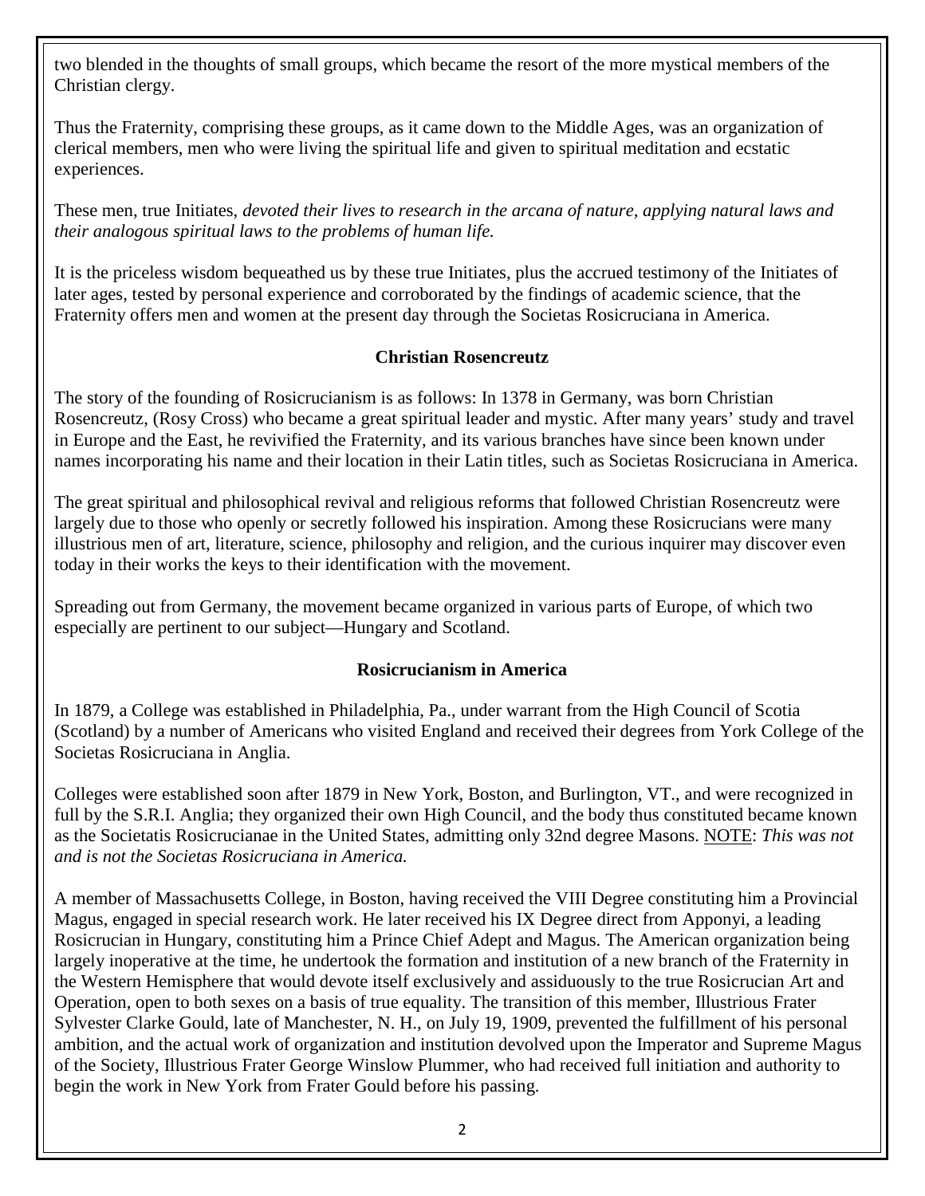two blended in the thoughts of small groups, which became the resort of the more mystical members of the Christian clergy.

Thus the Fraternity, comprising these groups, as it came down to the Middle Ages, was an organization of clerical members, men who were living the spiritual life and given to spiritual meditation and ecstatic experiences.

These men, true Initiates, *devoted their lives to research in the arcana of nature, applying natural laws and their analogous spiritual laws to the problems of human life.*

It is the priceless wisdom bequeathed us by these true Initiates, plus the accrued testimony of the Initiates of later ages, tested by personal experience and corroborated by the findings of academic science, that the Fraternity offers men and women at the present day through the Societas Rosicruciana in America.

## Christian Rosencreutz

The story of the founding of Rosicrucianism is as follows: In 1378 in Germany, was born Christian Rosencreutz, (Rosy Cross) who became a great spiritual leader and mystic. After many years' study and travel in Europe and the East, he revivified the Fraternity, and its various branches have since been known under names incorporating his name and their location in their Latin titles, such as Societas Rosicruciana in America.

The great spiritual and philosophical revival and religious reforms that followed Christian Rosencreutz were largely due to those who openly or secretly followed his inspiration. Among these Rosicrucians were many illustrious men of art, literature, science, philosophy and religion, and the curious inquirer may discover even today in their works the keys to their identification with the movement.

Spreading out from Germany, the movement became organized in various parts of Europe, of which two especially are pertinent to our subject—Hungary and Scotland.

## Rosicrucianism in America

In 1879, a College was established in Philadelphia, Pa., under warrant from the High Council of Scotia (Scotland) by a number of Americans who visited England and received their degrees from York College of the Societas Rosicruciana in Anglia.

Colleges were established soon after 1879 in New York, Boston, and Burlington, VT., and were recognized in full by the S.R.I. Anglia; they organized their own High Council, and the body thus constituted became known as the Societatis Rosicrucianae in the United States, admitting only 32nd degree Masons. NOTE: *This was not and is not the Societas Rosicruciana in America.*

A member of Massachusetts College, in Boston, having received the VIII Degree constituting him a Provincial Magus, engaged in special research work. He later received his IX Degree direct from Apponyi, a leading Rosicrucian in Hungary, constituting him a Prince Chief Adept and Magus. The American organization being largely inoperative at the time, he undertook the formation and institution of a new branch of the Fraternity in the Western Hemisphere that would devote itself exclusively and assiduously to the true Rosicrucian Art and Operation, open to both sexes on a basis of true equality. The transition of this member, Illustrious Frater Sylvester Clarke Gould, late of Manchester, N. H., on July 19, 1909, prevented the fulfillment of his personal ambition, and the actual work of organization and institution devolved upon the Imperator and Supreme Magus of the Society, Illustrious Frater George Winslow Plummer, who had received full initiation and authority to begin the work in New York from Frater Gould before his passing.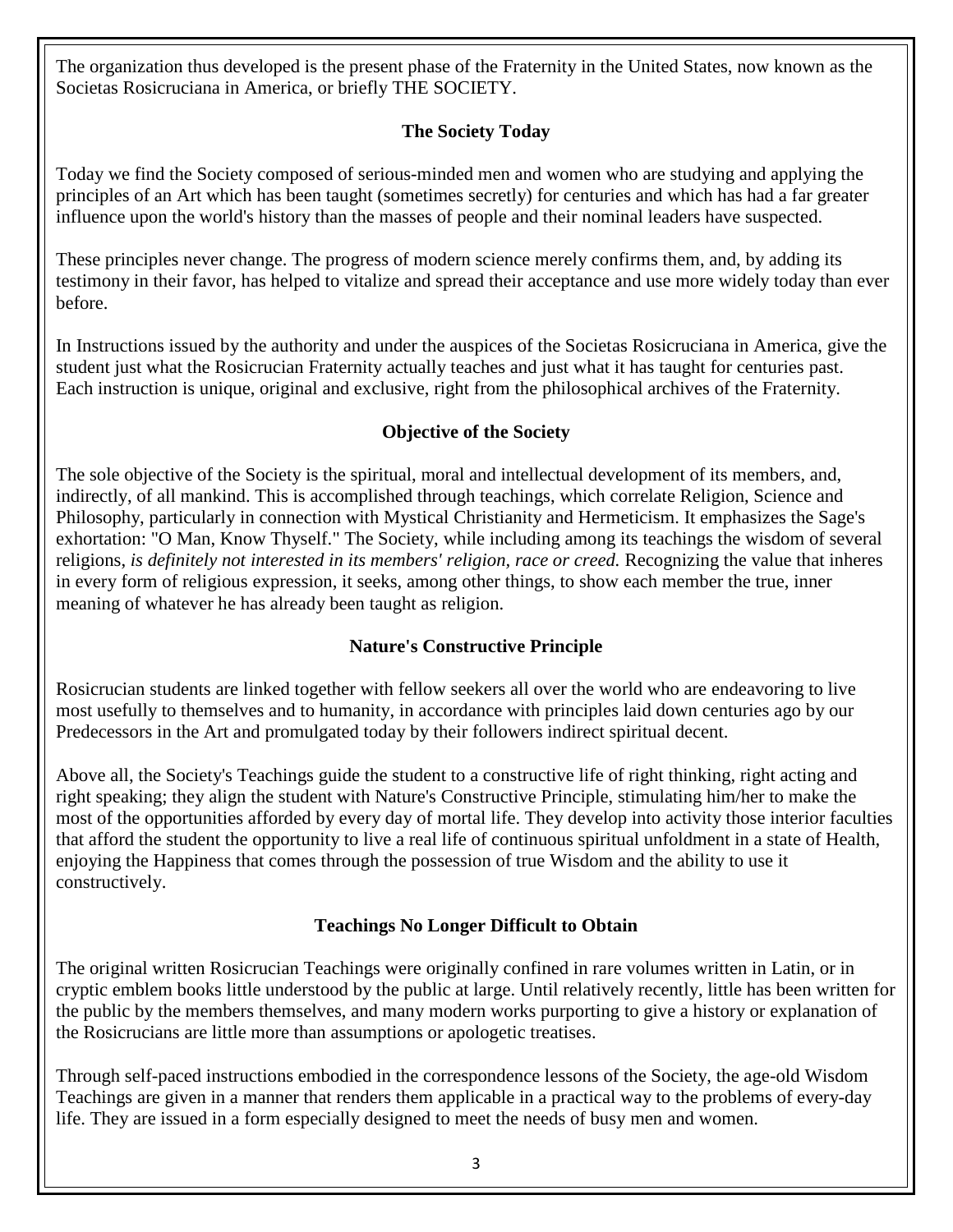The organization thus developed is the present phase of the Fraternity in the United States, now known as the Societas Rosicruciana in America, or briefly THE SOCIETY.

## The Society Today

Today we find the Society composed of serious-minded men and women who are studying and applying the principles of an Art which has been taught (sometimes secretly) for centuries and which has had a far greater influence upon the world's history than the masses of people and their nominal leaders have suspected.

These principles never change. The progress of modern science merely confirms them, and, by adding its testimony in their favor, has helped to vitalize and spread their acceptance and use more widely today than ever before.

In Instructions issued by the authority and under the auspices of the Societas Rosicruciana in America, give the student just what the Rosicrucian Fraternity actually teaches and just what it has taught for centuries past. Each instruction is unique, original and exclusive, right from the philosophical archives of the Fraternity.

## Objective of the Society

The sole objective of the Society is the spiritual, moral and intellectual development of its members, and, indirectly, of all mankind. This is accomplished through teachings, which correlate Religion, Science and Philosophy, particularly in connection with Mystical Christianity and Hermeticism. It emphasizes the Sage's exhortation: "O Man, Know Thyself." The Society, while including among its teachings the wisdom of several religions, *is definitely not interested in its members' religion, race or creed.* Recognizing the value that inheres in every form of religious expression, it seeks, among other things, to show each member the true, inner meaning of whatever he has already been taught as religion.

## Nature's Constructive Principle

Rosicrucian students are linked together with fellow seekers all over the world who are endeavoring to live most usefully to themselves and to humanity, in accordance with principles laid down centuries ago by our Predecessors in the Art and promulgated today by their followers indirect spiritual decent.

Above all, the Society's Teachings guide the student to a constructive life of right thinking, right acting and right speaking; they align the student with Nature's Constructive Principle, stimulating him/her to make the most of the opportunities afforded by every day of mortal life. They develop into activity those interior faculties that afford the student the opportunity to live a real life of continuous spiritual unfoldment in a state of Health, enjoying the Happiness that comes through the possession of true Wisdom and the ability to use it constructively.

## Teachings No Longer Difficult to Obtain

The original written Rosicrucian Teachings were originally confined in rare volumes written in Latin, or in cryptic emblem books little understood by the public at large. Until relatively recently, little has been written for the public by the members themselves, and many modern works purporting to give a history or explanation of the Rosicrucians are little more than assumptions or apologetic treatises.

Through self-paced instructions embodied in the correspondence lessons of the Society, the age-old Wisdom Teachings are given in a manner that renders them applicable in a practical way to the problems of every-day life. They are issued in a form especially designed to meet the needs of busy men and women.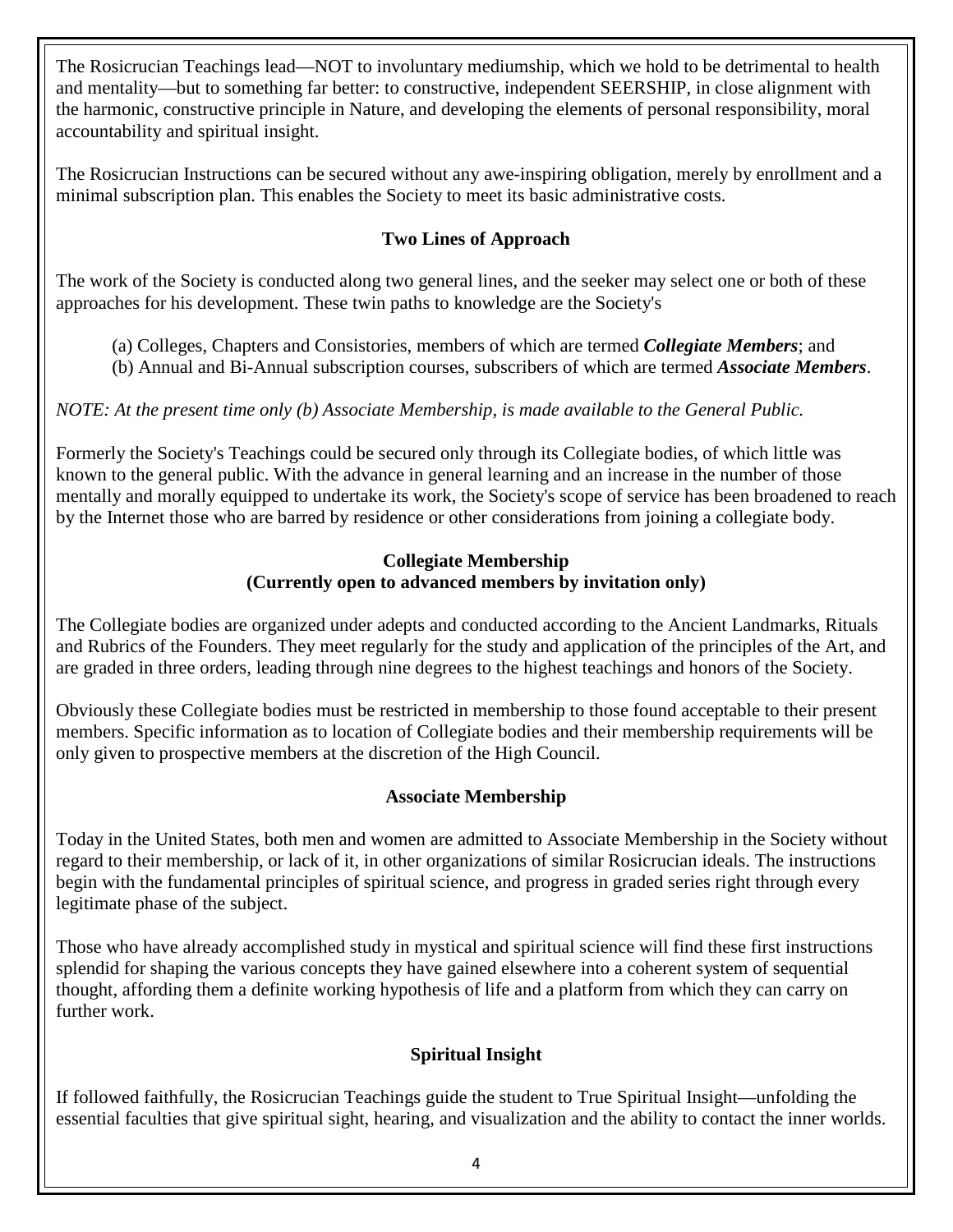The Rosicrucian Teachings lead—NOT to involuntary mediumship, which we hold to be detrimental to health and mentality—but to something far better: to constructive, independent SEERSHIP, in close alignment with the harmonic, constructive principle in Nature, and developing the elements of personal responsibility, moral accountability and spiritual insight.

The Rosicrucian Instructions can be secured without any awe-inspiring obligation, merely by enrollment and a minimal subscription plan. This enables the Society to meet its basic administrative costs.

### Two Lines of Approach

The work of the Society is conducted along two general lines, and the seeker may select one or both of these approaches for his development. These twin paths to knowledge are the Society's

(a) Colleges, Chapters and Consistories, members of which are termed ***Collegiate Members***; and
(b) Annual and Bi-Annual subscription courses, subscribers of which are termed ***Associate Members***.

*NOTE: At the present time only (b) Associate Membership, is made available to the General Public.*

Formerly the Society's Teachings could be secured only through its Collegiate bodies, of which little was known to the general public. With the advance in general learning and an increase in the number of those mentally and morally equipped to undertake its work, the Society's scope of service has been broadened to reach by the Internet those who are barred by residence or other considerations from joining a collegiate body.

### Collegiate Membership
### (Currently open to advanced members by invitation only)

The Collegiate bodies are organized under adepts and conducted according to the Ancient Landmarks, Rituals and Rubrics of the Founders. They meet regularly for the study and application of the principles of the Art, and are graded in three orders, leading through nine degrees to the highest teachings and honors of the Society.

Obviously these Collegiate bodies must be restricted in membership to those found acceptable to their present members. Specific information as to location of Collegiate bodies and their membership requirements will be only given to prospective members at the discretion of the High Council.

### Associate Membership

Today in the United States, both men and women are admitted to Associate Membership in the Society without regard to their membership, or lack of it, in other organizations of similar Rosicrucian ideals. The instructions begin with the fundamental principles of spiritual science, and progress in graded series right through every legitimate phase of the subject.

Those who have already accomplished study in mystical and spiritual science will find these first instructions splendid for shaping the various concepts they have gained elsewhere into a coherent system of sequential thought, affording them a definite working hypothesis of life and a platform from which they can carry on further work.

### Spiritual Insight

If followed faithfully, the Rosicrucian Teachings guide the student to True Spiritual Insight—unfolding the essential faculties that give spiritual sight, hearing, and visualization and the ability to contact the inner worlds.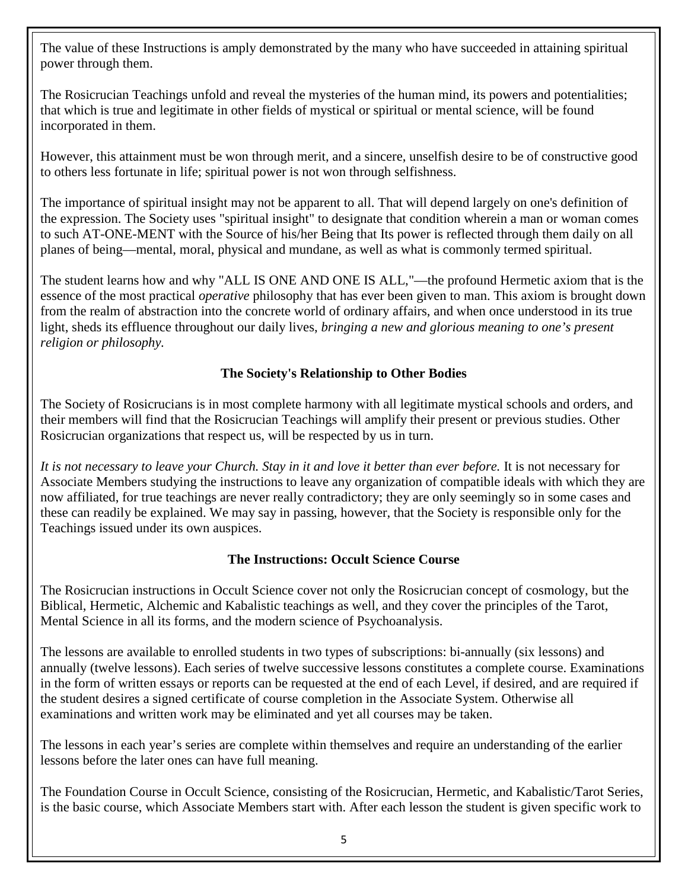The value of these Instructions is amply demonstrated by the many who have succeeded in attaining spiritual power through them.

The Rosicrucian Teachings unfold and reveal the mysteries of the human mind, its powers and potentialities; that which is true and legitimate in other fields of mystical or spiritual or mental science, will be found incorporated in them.

However, this attainment must be won through merit, and a sincere, unselfish desire to be of constructive good to others less fortunate in life; spiritual power is not won through selfishness.

The importance of spiritual insight may not be apparent to all. That will depend largely on one's definition of the expression. The Society uses "spiritual insight" to designate that condition wherein a man or woman comes to such AT-ONE-MENT with the Source of his/her Being that Its power is reflected through them daily on all planes of being—mental, moral, physical and mundane, as well as what is commonly termed spiritual.

The student learns how and why "ALL IS ONE AND ONE IS ALL,"—the profound Hermetic axiom that is the essence of the most practical *operative* philosophy that has ever been given to man. This axiom is brought down from the realm of abstraction into the concrete world of ordinary affairs, and when once understood in its true light, sheds its effluence throughout our daily lives, *bringing a new and glorious meaning to one's present religion or philosophy.*

### The Society's Relationship to Other Bodies

The Society of Rosicrucians is in most complete harmony with all legitimate mystical schools and orders, and their members will find that the Rosicrucian Teachings will amplify their present or previous studies. Other Rosicrucian organizations that respect us, will be respected by us in turn.

*It is not necessary to leave your Church. Stay in it and love it better than ever before.* It is not necessary for Associate Members studying the instructions to leave any organization of compatible ideals with which they are now affiliated, for true teachings are never really contradictory; they are only seemingly so in some cases and these can readily be explained. We may say in passing, however, that the Society is responsible only for the Teachings issued under its own auspices.

### The Instructions: Occult Science Course

The Rosicrucian instructions in Occult Science cover not only the Rosicrucian concept of cosmology, but the Biblical, Hermetic, Alchemic and Kabalistic teachings as well, and they cover the principles of the Tarot, Mental Science in all its forms, and the modern science of Psychoanalysis.

The lessons are available to enrolled students in two types of subscriptions: bi-annually (six lessons) and annually (twelve lessons). Each series of twelve successive lessons constitutes a complete course. Examinations in the form of written essays or reports can be requested at the end of each Level, if desired, and are required if the student desires a signed certificate of course completion in the Associate System. Otherwise all examinations and written work may be eliminated and yet all courses may be taken.

The lessons in each year's series are complete within themselves and require an understanding of the earlier lessons before the later ones can have full meaning.

The Foundation Course in Occult Science, consisting of the Rosicrucian, Hermetic, and Kabalistic/Tarot Series, is the basic course, which Associate Members start with. After each lesson the student is given specific work to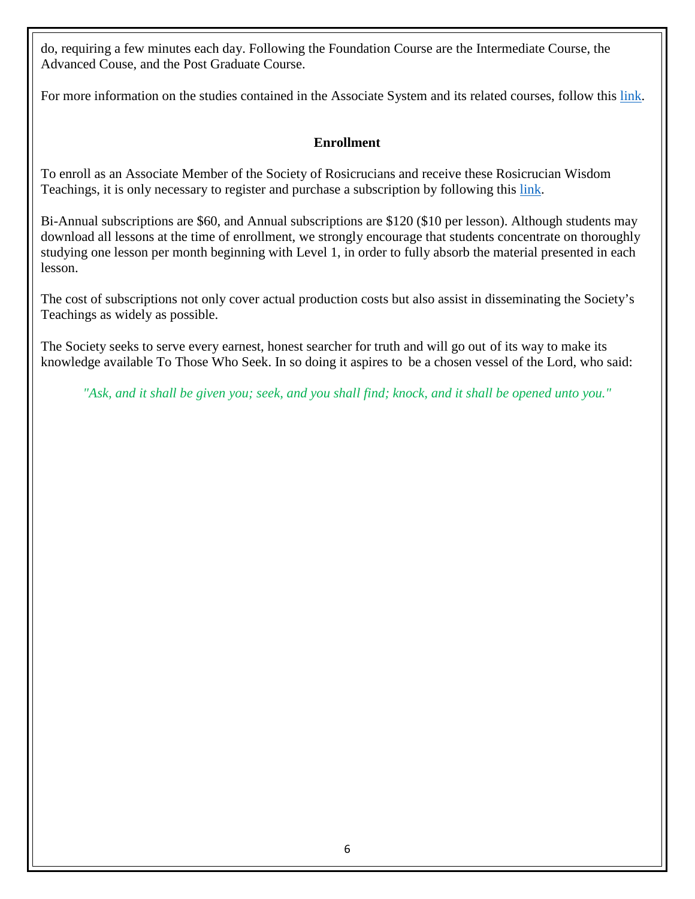do, requiring a few minutes each day. Following the Foundation Course are the Intermediate Course, the Advanced Couse, and the Post Graduate Course.

For more information on the studies contained in the Associate System and its related courses, follow this link.

## Enrollment

To enroll as an Associate Member of the Society of Rosicrucians and receive these Rosicrucian Wisdom Teachings, it is only necessary to register and purchase a subscription by following this link.

Bi-Annual subscriptions are $60, and Annual subscriptions are $120 ($10 per lesson). Although students may download all lessons at the time of enrollment, we strongly encourage that students concentrate on thoroughly studying one lesson per month beginning with Level 1, in order to fully absorb the material presented in each lesson.

The cost of subscriptions not only cover actual production costs but also assist in disseminating the Society's Teachings as widely as possible.

The Society seeks to serve every earnest, honest searcher for truth and will go out of its way to make its knowledge available To Those Who Seek. In so doing it aspires to be a chosen vessel of the Lord, who said:

*"Ask, and it shall be given you; seek, and you shall find; knock, and it shall be opened unto you."*